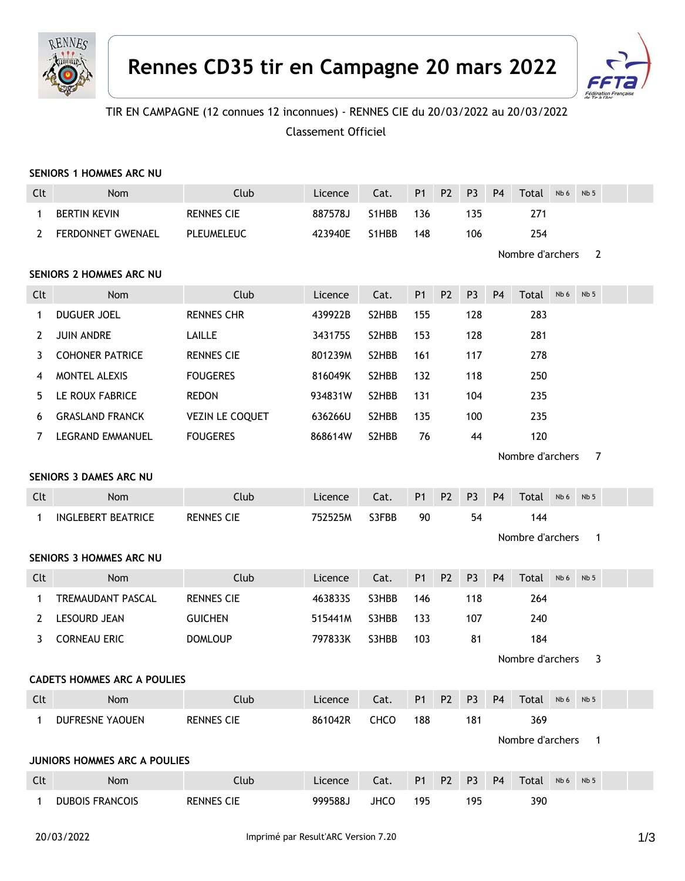# Rennes CD35 tir en Campagne 20 mars 2022

TIR EN CAMPAGNE (12 connues 12 inconnues) - RENNES CIE du 20/03/2022 au 20/03/2022

Classement Officiel

### SENIORS 1 HOMMES ARC NU

| Clt | Nom | Club | Licence | Cat. | P1 | P2 | P3 | P4 | Total | Nb 6 | Nb 5 |
|---|---|---|---|---|---|---|---|---|---|---|---|
| 1 | BERTIN KEVIN | RENNES CIE | 887578J | S1HBB | 136 | | 135 | | 271 | | |
| 2 | FERDONNET GWENAEL | PLEUMELEUC | 423940E | S1HBB | 148 | | 106 | | 254 | | |

Nombre d'archers 2

### SENIORS 2 HOMMES ARC NU

| Clt | Nom | Club | Licence | Cat. | P1 | P2 | P3 | P4 | Total | Nb 6 | Nb 5 |
|---|---|---|---|---|---|---|---|---|---|---|---|
| 1 | DUGUER JOEL | RENNES CHR | 439922B | S2HBB | 155 | | 128 | | 283 | | |
| 2 | JUIN ANDRE | LAILLE | 343175S | S2HBB | 153 | | 128 | | 281 | | |
| 3 | COHONER PATRICE | RENNES CIE | 801239M | S2HBB | 161 | | 117 | | 278 | | |
| 4 | MONTEL ALEXIS | FOUGERES | 816049K | S2HBB | 132 | | 118 | | 250 | | |
| 5 | LE ROUX FABRICE | REDON | 934831W | S2HBB | 131 | | 104 | | 235 | | |
| 6 | GRASLAND FRANCK | VEZIN LE COQUET | 636266U | S2HBB | 135 | | 100 | | 235 | | |
| 7 | LEGRAND EMMANUEL | FOUGERES | 868614W | S2HBB | 76 | | 44 | | 120 | | |

Nombre d'archers 7

### SENIORS 3 DAMES ARC NU

| Clt | Nom | Club | Licence | Cat. | P1 | P2 | P3 | P4 | Total | Nb 6 | Nb 5 |
|---|---|---|---|---|---|---|---|---|---|---|---|
| 1 | INGLEBERT BEATRICE | RENNES CIE | 752525M | S3FBB | 90 | | 54 | | 144 | | |

Nombre d'archers 1

### SENIORS 3 HOMMES ARC NU

| Clt | Nom | Club | Licence | Cat. | P1 | P2 | P3 | P4 | Total | Nb 6 | Nb 5 |
|---|---|---|---|---|---|---|---|---|---|---|---|
| 1 | TREMAUDANT PASCAL | RENNES CIE | 463833S | S3HBB | 146 | | 118 | | 264 | | |
| 2 | LESOURD JEAN | GUICHEN | 515441M | S3HBB | 133 | | 107 | | 240 | | |
| 3 | CORNEAU ERIC | DOMLOUP | 797833K | S3HBB | 103 | | 81 | | 184 | | |

Nombre d'archers 3

### CADETS HOMMES ARC A POULIES

| Clt | Nom | Club | Licence | Cat. | P1 | P2 | P3 | P4 | Total | Nb 6 | Nb 5 |
|---|---|---|---|---|---|---|---|---|---|---|---|
| 1 | DUFRESNE YAOUEN | RENNES CIE | 861042R | CHCO | 188 | | 181 | | 369 | | |

Nombre d'archers 1

### JUNIORS HOMMES ARC A POULIES

| Clt | Nom | Club | Licence | Cat. | P1 | P2 | P3 | P4 | Total | Nb 6 | Nb 5 |
|---|---|---|---|---|---|---|---|---|---|---|---|
| 1 | DUBOIS FRANCOIS | RENNES CIE | 999588J | JHCO | 195 | | 195 | | 390 | | |

20/03/2022 Imprimé par Result'ARC Version 7.20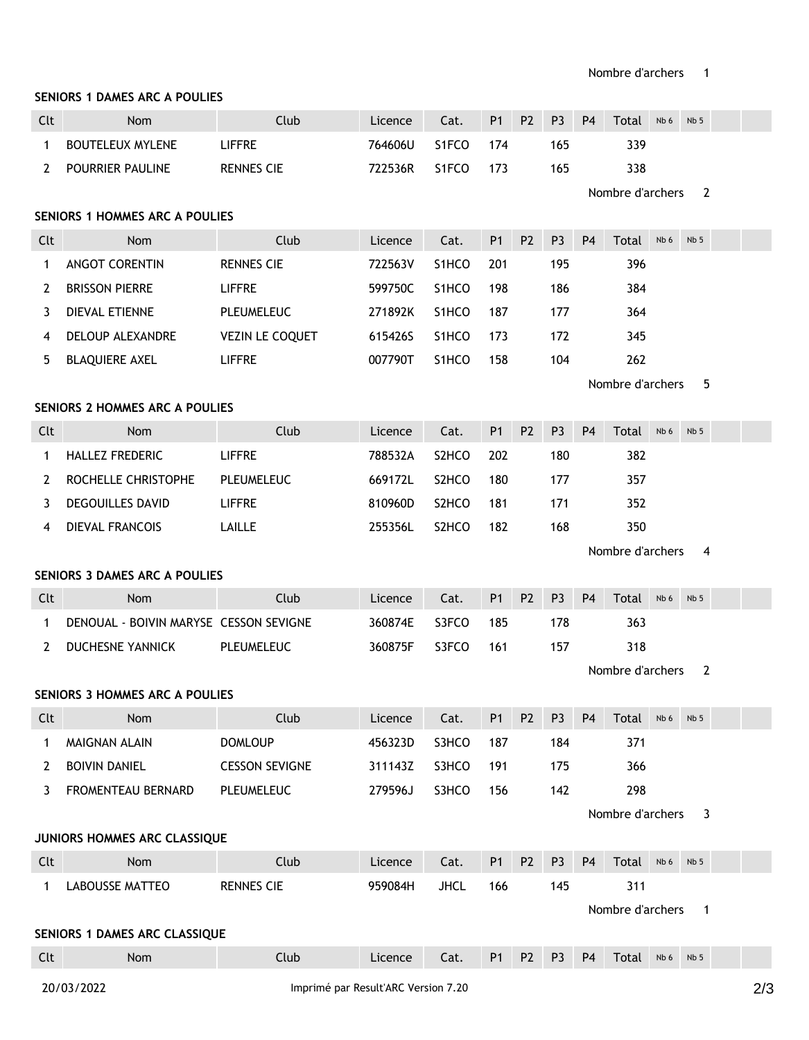Nombre d'archers 1

**SENIORS 1 DAMES ARC A POULIES**

| Clt | Nom | Club | Licence | Cat. | P1 | P2 | P3 | P4 | Total | Nb 6 | Nb 5 | | |
|---|---|---|---|---|---|---|---|---|---|---|---|---|---|
| 1 | BOUTELEUX MYLENE | LIFFRE | 764606U | S1FCO | 174 | | 165 | | 339 | | | | |
| 2 | POURRIER PAULINE | RENNES CIE | 722536R | S1FCO | 173 | | 165 | | 338 | | | | |

Nombre d'archers 2

**SENIORS 1 HOMMES ARC A POULIES**

| Clt | Nom | Club | Licence | Cat. | P1 | P2 | P3 | P4 | Total | Nb 6 | Nb 5 | | |
|---|---|---|---|---|---|---|---|---|---|---|---|---|---|
| 1 | ANGOT CORENTIN | RENNES CIE | 722563V | S1HCO | 201 | | 195 | | 396 | | | | |
| 2 | BRISSON PIERRE | LIFFRE | 599750C | S1HCO | 198 | | 186 | | 384 | | | | |
| 3 | DIEVAL ETIENNE | PLEUMELEUC | 271892K | S1HCO | 187 | | 177 | | 364 | | | | |
| 4 | DELOUP ALEXANDRE | VEZIN LE COQUET | 615426S | S1HCO | 173 | | 172 | | 345 | | | | |
| 5 | BLAQUIERE AXEL | LIFFRE | 007790T | S1HCO | 158 | | 104 | | 262 | | | | |

Nombre d'archers 5

**SENIORS 2 HOMMES ARC A POULIES**

| Clt | Nom | Club | Licence | Cat. | P1 | P2 | P3 | P4 | Total | Nb 6 | Nb 5 | | |
|---|---|---|---|---|---|---|---|---|---|---|---|---|---|
| 1 | HALLEZ FREDERIC | LIFFRE | 788532A | S2HCO | 202 | | 180 | | 382 | | | | |
| 2 | ROCHELLE CHRISTOPHE | PLEUMELEUC | 669172L | S2HCO | 180 | | 177 | | 357 | | | | |
| 3 | DEGOUILLES DAVID | LIFFRE | 810960D | S2HCO | 181 | | 171 | | 352 | | | | |
| 4 | DIEVAL FRANCOIS | LAILLE | 255356L | S2HCO | 182 | | 168 | | 350 | | | | |

Nombre d'archers 4

**SENIORS 3 DAMES ARC A POULIES**

| Clt | Nom | Club | Licence | Cat. | P1 | P2 | P3 | P4 | Total | Nb 6 | Nb 5 | | |
|---|---|---|---|---|---|---|---|---|---|---|---|---|---|
| 1 | DENOUAL - BOIVIN MARYSE | CESSON SEVIGNE | 360874E | S3FCO | 185 | | 178 | | 363 | | | | |
| 2 | DUCHESNE YANNICK | PLEUMELEUC | 360875F | S3FCO | 161 | | 157 | | 318 | | | | |

Nombre d'archers 2

**SENIORS 3 HOMMES ARC A POULIES**

| Clt | Nom | Club | Licence | Cat. | P1 | P2 | P3 | P4 | Total | Nb 6 | Nb 5 | | |
|---|---|---|---|---|---|---|---|---|---|---|---|---|---|
| 1 | MAIGNAN ALAIN | DOMLOUP | 456323D | S3HCO | 187 | | 184 | | 371 | | | | |
| 2 | BOIVIN DANIEL | CESSON SEVIGNE | 311143Z | S3HCO | 191 | | 175 | | 366 | | | | |
| 3 | FROMENTEAU BERNARD | PLEUMELEUC | 279596J | S3HCO | 156 | | 142 | | 298 | | | | |

Nombre d'archers 3

**JUNIORS HOMMES ARC CLASSIQUE**

| Clt | Nom | Club | Licence | Cat. | P1 | P2 | P3 | P4 | Total | Nb 6 | Nb 5 | | |
|---|---|---|---|---|---|---|---|---|---|---|---|---|---|
| 1 | LABOUSSE MATTEO | RENNES CIE | 959084H | JHCL | 166 | | 145 | | 311 | | | | |

Nombre d'archers 1

**SENIORS 1 DAMES ARC CLASSIQUE**

| Clt | Nom | Club | Licence | Cat. | P1 | P2 | P3 | P4 | Total | Nb 6 | Nb 5 | | |
|---|---|---|---|---|---|---|---|---|---|---|---|---|---|

20/03/2022 Imprimé par Result'ARC Version 7.20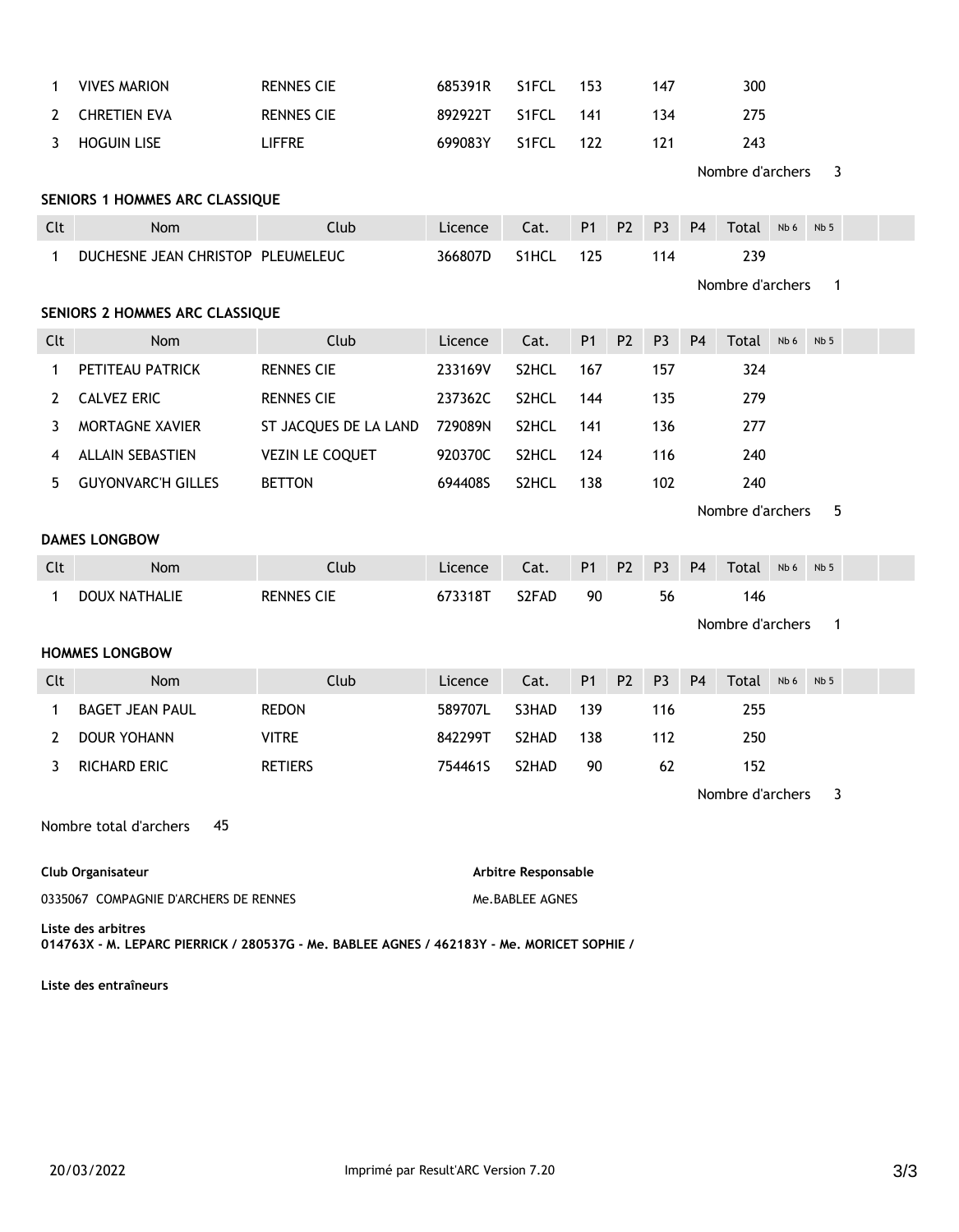| | | | | | | | | | | | | | |
|---|---|---|---|---|---|---|---|---|---|---|---|---|---|
| 1 | VIVES MARION | RENNES CIE | 685391R | S1FCL | 153 | | 147 | | 300 | | | | |
| 2 | CHRETIEN EVA | RENNES CIE | 892922T | S1FCL | 141 | | 134 | | 275 | | | | |
| 3 | HOGUIN LISE | LIFFRE | 699083Y | S1FCL | 122 | | 121 | | 243 | | | | |

Nombre d'archers 3

**SENIORS 1 HOMMES ARC CLASSIQUE**

| Clt | Nom | Club | Licence | Cat. | P1 | P2 | P3 | P4 | Total | Nb 6 | Nb 5 | | |
|---|---|---|---|---|---|---|---|---|---|---|---|---|---|
| 1 | DUCHESNE JEAN CHRISTOP | PLEUMELEUC | 366807D | S1HCL | 125 | | 114 | | 239 | | | | |

Nombre d'archers 1

**SENIORS 2 HOMMES ARC CLASSIQUE**

| Clt | Nom | Club | Licence | Cat. | P1 | P2 | P3 | P4 | Total | Nb 6 | Nb 5 | | |
|---|---|---|---|---|---|---|---|---|---|---|---|---|---|
| 1 | PETITEAU PATRICK | RENNES CIE | 233169V | S2HCL | 167 | | 157 | | 324 | | | | |
| 2 | CALVEZ ERIC | RENNES CIE | 237362C | S2HCL | 144 | | 135 | | 279 | | | | |
| 3 | MORTAGNE XAVIER | ST JACQUES DE LA LAND | 729089N | S2HCL | 141 | | 136 | | 277 | | | | |
| 4 | ALLAIN SEBASTIEN | VEZIN LE COQUET | 920370C | S2HCL | 124 | | 116 | | 240 | | | | |
| 5 | GUYONVARC'H GILLES | BETTON | 694408S | S2HCL | 138 | | 102 | | 240 | | | | |

Nombre d'archers 5

**DAMES LONGBOW**

| Clt | Nom | Club | Licence | Cat. | P1 | P2 | P3 | P4 | Total | Nb 6 | Nb 5 | | |
|---|---|---|---|---|---|---|---|---|---|---|---|---|---|
| 1 | DOUX NATHALIE | RENNES CIE | 673318T | S2FAD | 90 | | 56 | | 146 | | | | |

Nombre d'archers 1

**HOMMES LONGBOW**

| Clt | Nom | Club | Licence | Cat. | P1 | P2 | P3 | P4 | Total | Nb 6 | Nb 5 | | |
|---|---|---|---|---|---|---|---|---|---|---|---|---|---|
| 1 | BAGET JEAN PAUL | REDON | 589707L | S3HAD | 139 | | 116 | | 255 | | | | |
| 2 | DOUR YOHANN | VITRE | 842299T | S2HAD | 138 | | 112 | | 250 | | | | |
| 3 | RICHARD ERIC | RETIERS | 754461S | S2HAD | 90 | | 62 | | 152 | | | | |

Nombre d'archers 3

Nombre total d'archers 45

**Club Organisateur**

0335067 COMPAGNIE D'ARCHERS DE RENNES

**Arbitre Responsable**

Me.BABLEE AGNES

**Liste des arbitres**

**014763X - M. LEPARC PIERRICK / 280537G - Me. BABLEE AGNES / 462183Y - Me. MORICET SOPHIE /**

**Liste des entraîneurs**

20/03/2022 Imprimé par Result'ARC Version 7.20